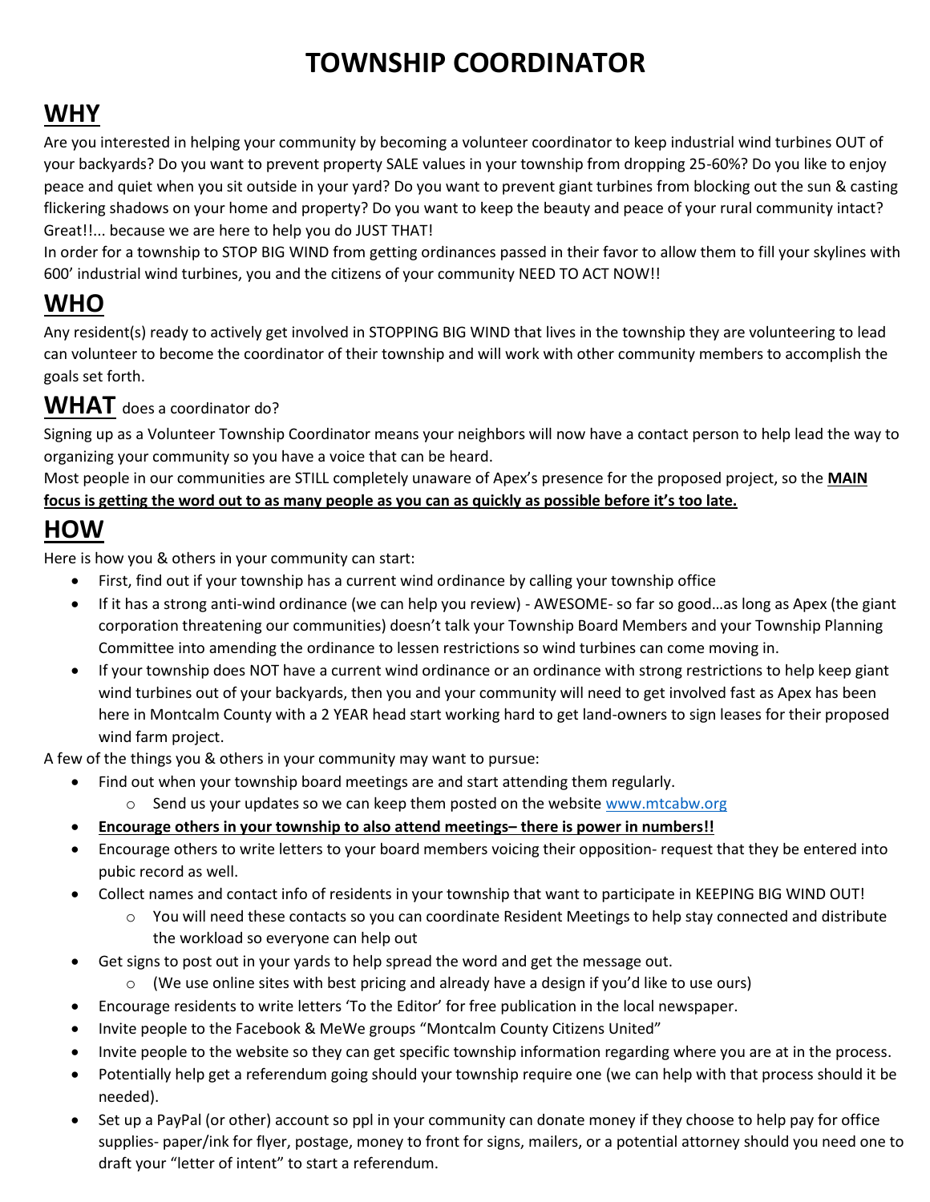# TOWNSHIP COORDINATOR

## WHY

Are you interested in helping your community by becoming a volunteer coordinator to keep industrial wind turbines OUT of your backyards? Do you want to prevent property SALE values in your township from dropping 25-60%? Do you like to enjoy peace and quiet when you sit outside in your yard? Do you want to prevent giant turbines from blocking out the sun & casting flickering shadows on your home and property? Do you want to keep the beauty and peace of your rural community intact? Great!!... because we are here to help you do JUST THAT!

In order for a township to STOP BIG WIND from getting ordinances passed in their favor to allow them to fill your skylines with 600' industrial wind turbines, you and the citizens of your community NEED TO ACT NOW!!

## WHO

Any resident(s) ready to actively get involved in STOPPING BIG WIND that lives in the township they are volunteering to lead can volunteer to become the coordinator of their township and will work with other community members to accomplish the goals set forth.

## WHAT does a coordinator do?

Signing up as a Volunteer Township Coordinator means your neighbors will now have a contact person to help lead the way to organizing your community so you have a voice that can be heard.

Most people in our communities are STILL completely unaware of Apex's presence for the proposed project, so the **MAIN focus is getting the word out to as many people as you can as quickly as possible before it's too late.**

## HOW

Here is how you & others in your community can start:

- First, find out if your township has a current wind ordinance by calling your township office
- If it has a strong anti-wind ordinance (we can help you review) - AWESOME- so far so good…as long as Apex (the giant corporation threatening our communities) doesn't talk your Township Board Members and your Township Planning Committee into amending the ordinance to lessen restrictions so wind turbines can come moving in.
- If your township does NOT have a current wind ordinance or an ordinance with strong restrictions to help keep giant wind turbines out of your backyards, then you and your community will need to get involved fast as Apex has been here in Montcalm County with a 2 YEAR head start working hard to get land-owners to sign leases for their proposed wind farm project.

A few of the things you & others in your community may want to pursue:

- Find out when your township board meetings are and start attending them regularly.
  - Send us your updates so we can keep them posted on the website www.mtcabw.org
- **Encourage others in your township to also attend meetings– there is power in numbers!!**
- Encourage others to write letters to your board members voicing their opposition- request that they be entered into pubic record as well.
- Collect names and contact info of residents in your township that want to participate in KEEPING BIG WIND OUT!
  - You will need these contacts so you can coordinate Resident Meetings to help stay connected and distribute the workload so everyone can help out
- Get signs to post out in your yards to help spread the word and get the message out.
  - (We use online sites with best pricing and already have a design if you'd like to use ours)
- Encourage residents to write letters 'To the Editor' for free publication in the local newspaper.
- Invite people to the Facebook & MeWe groups "Montcalm County Citizens United"
- Invite people to the website so they can get specific township information regarding where you are at in the process.
- Potentially help get a referendum going should your township require one (we can help with that process should it be needed).
- Set up a PayPal (or other) account so ppl in your community can donate money if they choose to help pay for office supplies- paper/ink for flyer, postage, money to front for signs, mailers, or a potential attorney should you need one to draft your "letter of intent" to start a referendum.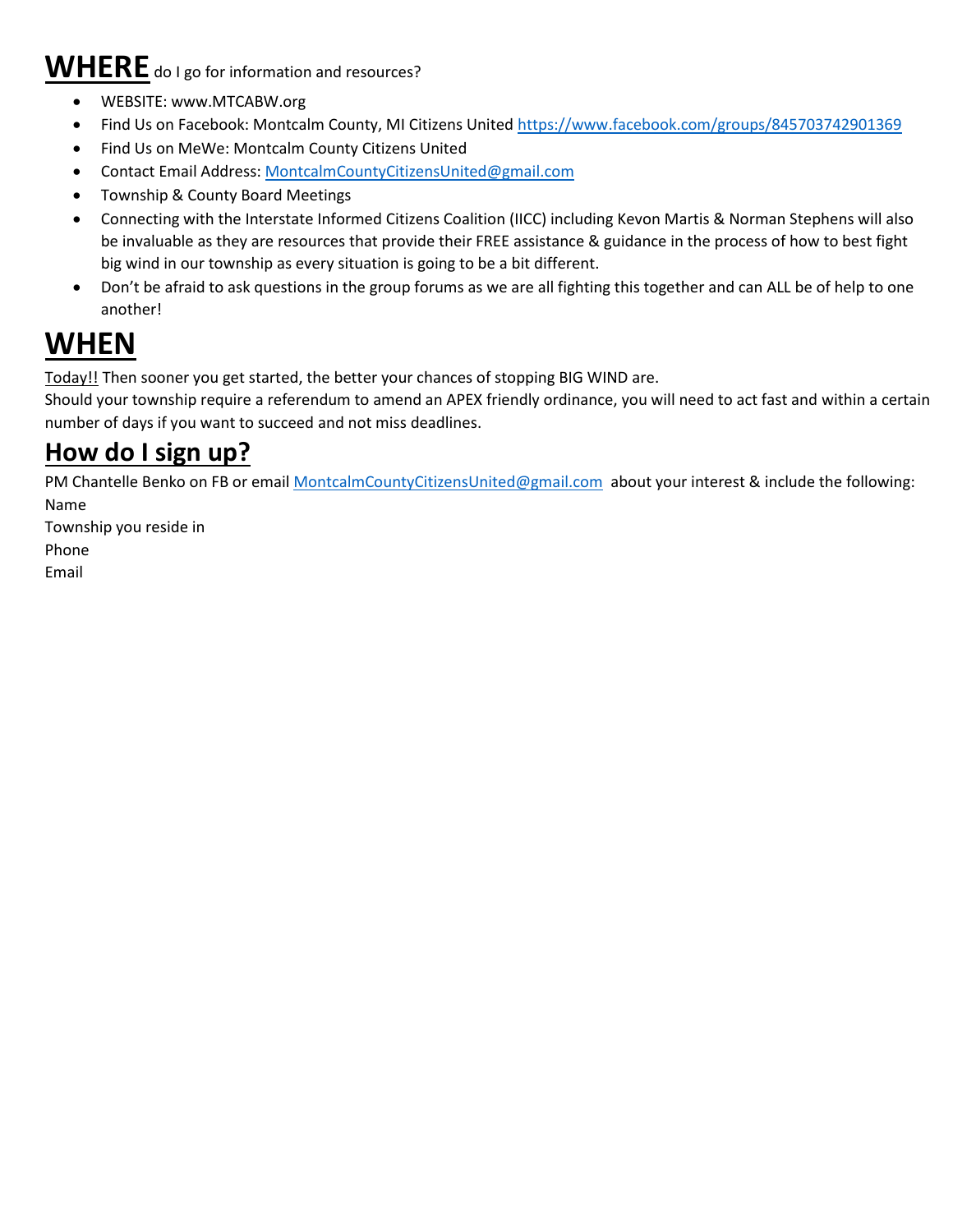## **WHERE** do I go for information and resources?

- WEBSITE: www.MTCABW.org
- Find Us on Facebook: Montcalm County, MI Citizens United https://www.facebook.com/groups/845703742901369
- Find Us on MeWe: Montcalm County Citizens United
- Contact Email Address: MontcalmCountyCitizensUnited@gmail.com
- Township & County Board Meetings
- Connecting with the Interstate Informed Citizens Coalition (IICC) including Kevon Martis & Norman Stephens will also be invaluable as they are resources that provide their FREE assistance & guidance in the process of how to best fight big wind in our township as every situation is going to be a bit different.
- Don't be afraid to ask questions in the group forums as we are all fighting this together and can ALL be of help to one another!

## WHEN

Today!! Then sooner you get started, the better your chances of stopping BIG WIND are.
Should your township require a referendum to amend an APEX friendly ordinance, you will need to act fast and within a certain number of days if you want to succeed and not miss deadlines.

## How do I sign up?

PM Chantelle Benko on FB or email MontcalmCountyCitizensUnited@gmail.com about your interest & include the following:
Name
Township you reside in
Phone
Email